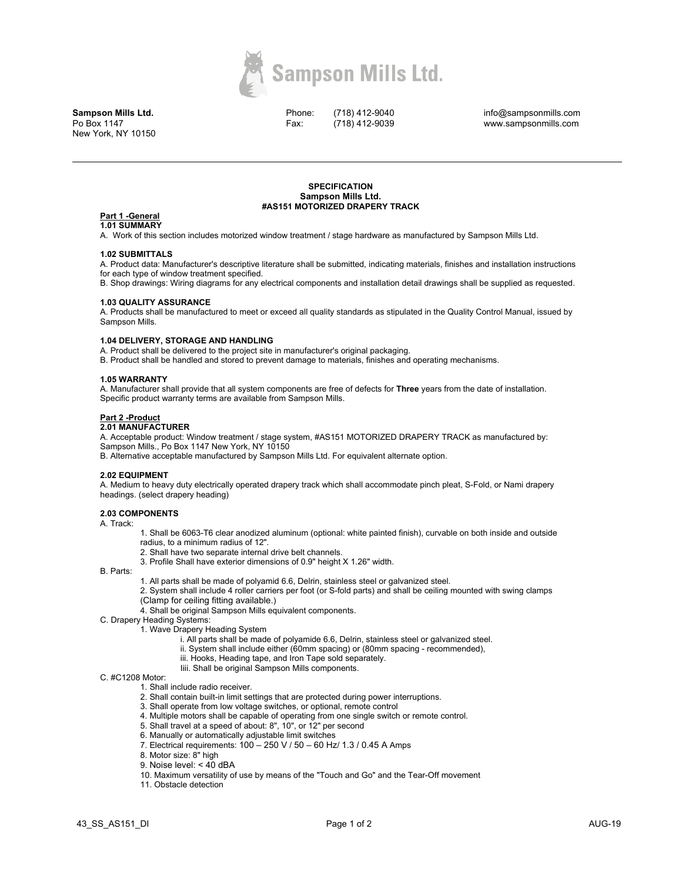Sampson Mills Ltd.

**Sampson Mills Ltd.**
Po Box 1147
New York, NY 10150

Phone: (718) 412-9040
Fax: (718) 412-9039

info@sampsonmills.com
www.sampsonmills.com

---

**SPECIFICATION**
**Sampson Mills Ltd.**
**#AS151 MOTORIZED DRAPERY TRACK**

## Part 1 -General

### 1.01 SUMMARY

A. Work of this section includes motorized window treatment / stage hardware as manufactured by Sampson Mills Ltd.

### 1.02 SUBMITTALS

A. Product data: Manufacturer's descriptive literature shall be submitted, indicating materials, finishes and installation instructions for each type of window treatment specified.
B. Shop drawings: Wiring diagrams for any electrical components and installation detail drawings shall be supplied as requested.

### 1.03 QUALITY ASSURANCE

A. Products shall be manufactured to meet or exceed all quality standards as stipulated in the Quality Control Manual, issued by Sampson Mills.

### 1.04 DELIVERY, STORAGE AND HANDLING

A. Product shall be delivered to the project site in manufacturer's original packaging.
B. Product shall be handled and stored to prevent damage to materials, finishes and operating mechanisms.

### 1.05 WARRANTY

A. Manufacturer shall provide that all system components are free of defects for **Three** years from the date of installation. Specific product warranty terms are available from Sampson Mills.

## Part 2 -Product

### 2.01 MANUFACTURER

A. Acceptable product: Window treatment / stage system, #AS151 MOTORIZED DRAPERY TRACK as manufactured by: Sampson Mills., Po Box 1147 New York, NY 10150
B. Alternative acceptable manufactured by Sampson Mills Ltd. For equivalent alternate option.

### 2.02 EQUIPMENT

A. Medium to heavy duty electrically operated drapery track which shall accommodate pinch pleat, S-Fold, or Nami drapery headings. (select drapery heading)

### 2.03 COMPONENTS

A. Track:
- 1. Shall be 6063-T6 clear anodized aluminum (optional: white painted finish), curvable on both inside and outside radius, to a minimum radius of 12".
- 2. Shall have two separate internal drive belt channels.
- 3. Profile Shall have exterior dimensions of 0.9" height X 1.26" width.

B. Parts:
- 1. All parts shall be made of polyamid 6.6, Delrin, stainless steel or galvanized steel.
- 2. System shall include 4 roller carriers per foot (or S-fold parts) and shall be ceiling mounted with swing clamps (Clamp for ceiling fitting available.)
- 4. Shall be original Sampson Mills equivalent components.

C. Drapery Heading Systems:
- 1. Wave Drapery Heading System
  - i. All parts shall be made of polyamide 6.6, Delrin, stainless steel or galvanized steel.
  - ii. System shall include either (60mm spacing) or (80mm spacing - recommended),
  - iii. Hooks, Heading tape, and Iron Tape sold separately.
  - Iiii. Shall be original Sampson Mills components.

C. #C1208 Motor:
- 1. Shall include radio receiver.
- 2. Shall contain built-in limit settings that are protected during power interruptions.
- 3. Shall operate from low voltage switches, or optional, remote control
- 4. Multiple motors shall be capable of operating from one single switch or remote control.
- 5. Shall travel at a speed of about: 8", 10", or 12" per second
- 6. Manually or automatically adjustable limit switches
- 7. Electrical requirements: 100 – 250 V / 50 – 60 Hz/ 1.3 / 0.45 A Amps
- 8. Motor size: 8" high
- 9. Noise level: < 40 dBA
- 10. Maximum versatility of use by means of the "Touch and Go" and the Tear-Off movement
- 11. Obstacle detection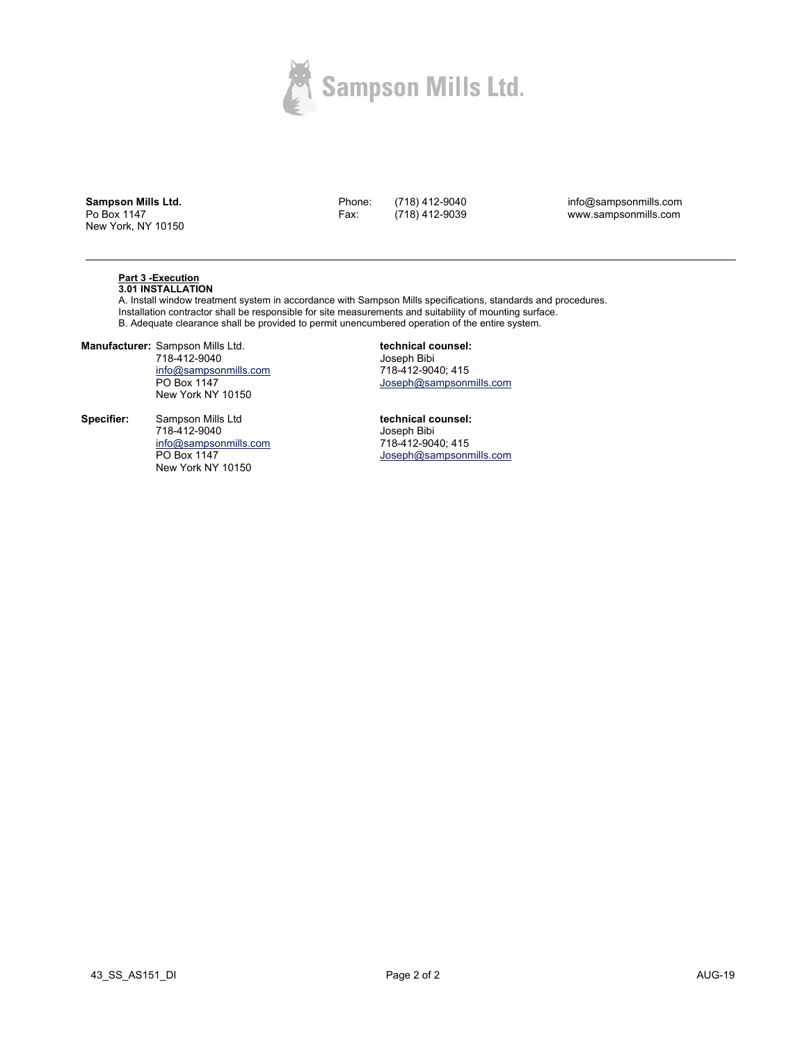**Sampson Mills Ltd.**
Po Box 1147
New York, NY 10150

Phone: (718) 412-9040
Fax: (718) 412-9039

info@sampsonmills.com
www.sampsonmills.com

---

**Part 3 -Execution**

**3.01 INSTALLATION**

A. Install window treatment system in accordance with Sampson Mills specifications, standards and procedures. Installation contractor shall be responsible for site measurements and suitability of mounting surface.

B. Adequate clearance shall be provided to permit unencumbered operation of the entire system.

**Manufacturer:** Sampson Mills Ltd.
718-412-9040
info@sampsonmills.com
PO Box 1147
New York NY 10150

**technical counsel:**
Joseph Bibi
718-412-9040; 415
Joseph@sampsonmills.com

**Specifier:** Sampson Mills Ltd
718-412-9040
info@sampsonmills.com
PO Box 1147
New York NY 10150

**technical counsel:**
Joseph Bibi
718-412-9040; 415
Joseph@sampsonmills.com